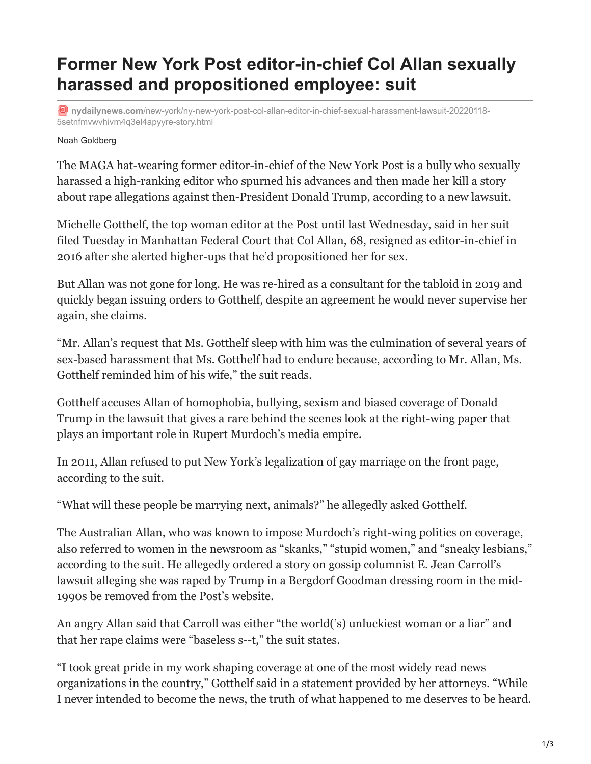# Former New York Post editor-in-chief Col Allan sexually harassed and propositioned employee: suit

nydailynews.com/new-york/ny-new-york-post-col-allan-editor-in-chief-sexual-harassment-lawsuit-20220118-5setnfmvwvhivm4q3el4apyyre-story.html

Noah Goldberg

The MAGA hat-wearing former editor-in-chief of the New York Post is a bully who sexually harassed a high-ranking editor who spurned his advances and then made her kill a story about rape allegations against then-President Donald Trump, according to a new lawsuit.

Michelle Gotthelf, the top woman editor at the Post until last Wednesday, said in her suit filed Tuesday in Manhattan Federal Court that Col Allan, 68, resigned as editor-in-chief in 2016 after she alerted higher-ups that he'd propositioned her for sex.

But Allan was not gone for long. He was re-hired as a consultant for the tabloid in 2019 and quickly began issuing orders to Gotthelf, despite an agreement he would never supervise her again, she claims.

"Mr. Allan's request that Ms. Gotthelf sleep with him was the culmination of several years of sex-based harassment that Ms. Gotthelf had to endure because, according to Mr. Allan, Ms. Gotthelf reminded him of his wife," the suit reads.

Gotthelf accuses Allan of homophobia, bullying, sexism and biased coverage of Donald Trump in the lawsuit that gives a rare behind the scenes look at the right-wing paper that plays an important role in Rupert Murdoch's media empire.

In 2011, Allan refused to put New York's legalization of gay marriage on the front page, according to the suit.

"What will these people be marrying next, animals?" he allegedly asked Gotthelf.

The Australian Allan, who was known to impose Murdoch's right-wing politics on coverage, also referred to women in the newsroom as "skanks," "stupid women," and "sneaky lesbians," according to the suit. He allegedly ordered a story on gossip columnist E. Jean Carroll's lawsuit alleging she was raped by Trump in a Bergdorf Goodman dressing room in the mid-1990s be removed from the Post's website.

An angry Allan said that Carroll was either "the world('s) unluckiest woman or a liar" and that her rape claims were "baseless s--t," the suit states.

"I took great pride in my work shaping coverage at one of the most widely read news organizations in the country," Gotthelf said in a statement provided by her attorneys. "While I never intended to become the news, the truth of what happened to me deserves to be heard.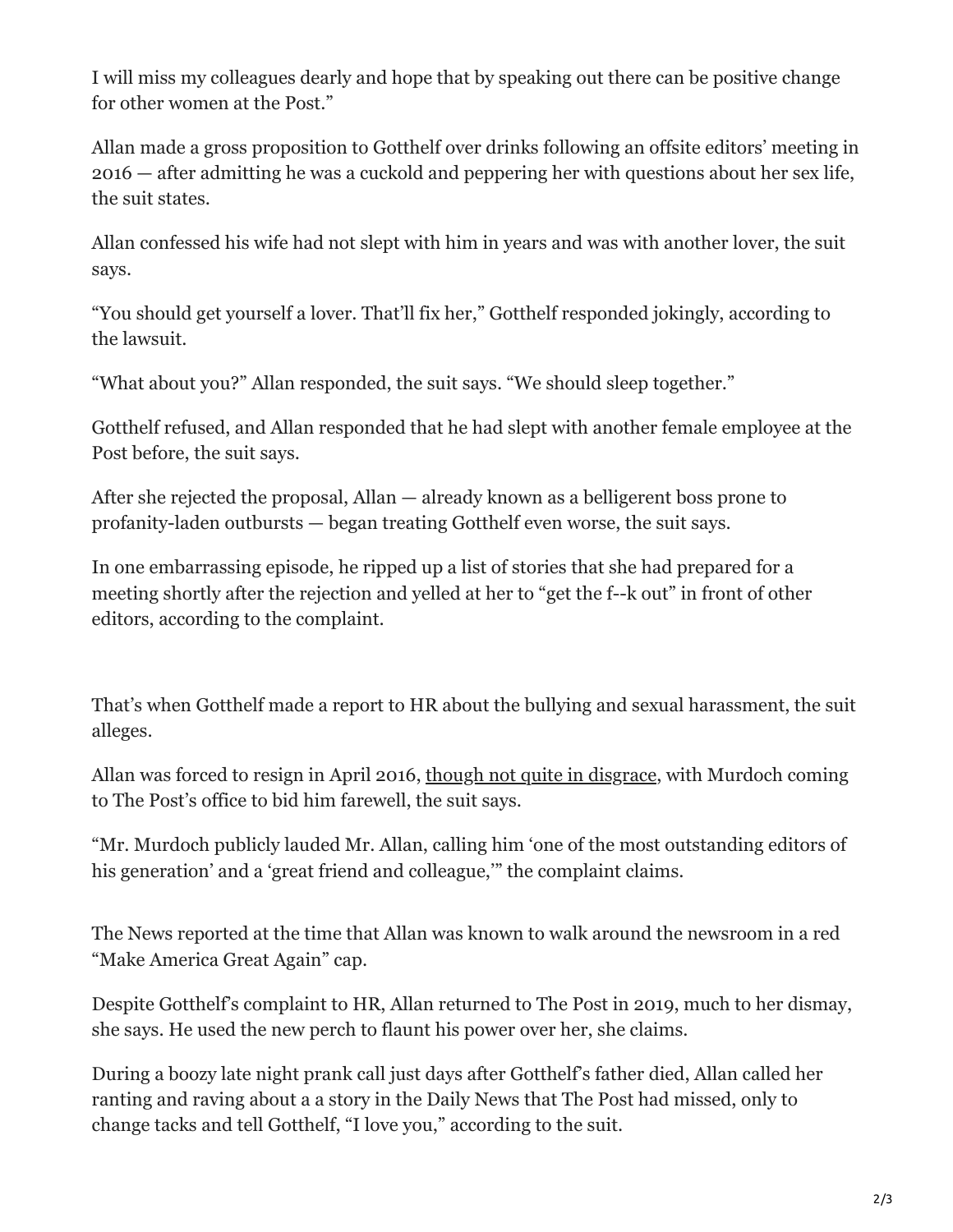I will miss my colleagues dearly and hope that by speaking out there can be positive change for other women at the Post."

Allan made a gross proposition to Gotthelf over drinks following an offsite editors' meeting in 2016 — after admitting he was a cuckold and peppering her with questions about her sex life, the suit states.

Allan confessed his wife had not slept with him in years and was with another lover, the suit says.

"You should get yourself a lover. That'll fix her," Gotthelf responded jokingly, according to the lawsuit.

"What about you?" Allan responded, the suit says. "We should sleep together."

Gotthelf refused, and Allan responded that he had slept with another female employee at the Post before, the suit says.

After she rejected the proposal, Allan — already known as a belligerent boss prone to profanity-laden outbursts — began treating Gotthelf even worse, the suit says.

In one embarrassing episode, he ripped up a list of stories that she had prepared for a meeting shortly after the rejection and yelled at her to "get the f--k out" in front of other editors, according to the complaint.

That's when Gotthelf made a report to HR about the bullying and sexual harassment, the suit alleges.

Allan was forced to resign in April 2016, though not quite in disgrace, with Murdoch coming to The Post's office to bid him farewell, the suit says.

"Mr. Murdoch publicly lauded Mr. Allan, calling him 'one of the most outstanding editors of his generation' and a 'great friend and colleague,'" the complaint claims.

The News reported at the time that Allan was known to walk around the newsroom in a red "Make America Great Again" cap.

Despite Gotthelf's complaint to HR, Allan returned to The Post in 2019, much to her dismay, she says. He used the new perch to flaunt his power over her, she claims.

During a boozy late night prank call just days after Gotthelf's father died, Allan called her ranting and raving about a a story in the Daily News that The Post had missed, only to change tacks and tell Gotthelf, "I love you," according to the suit.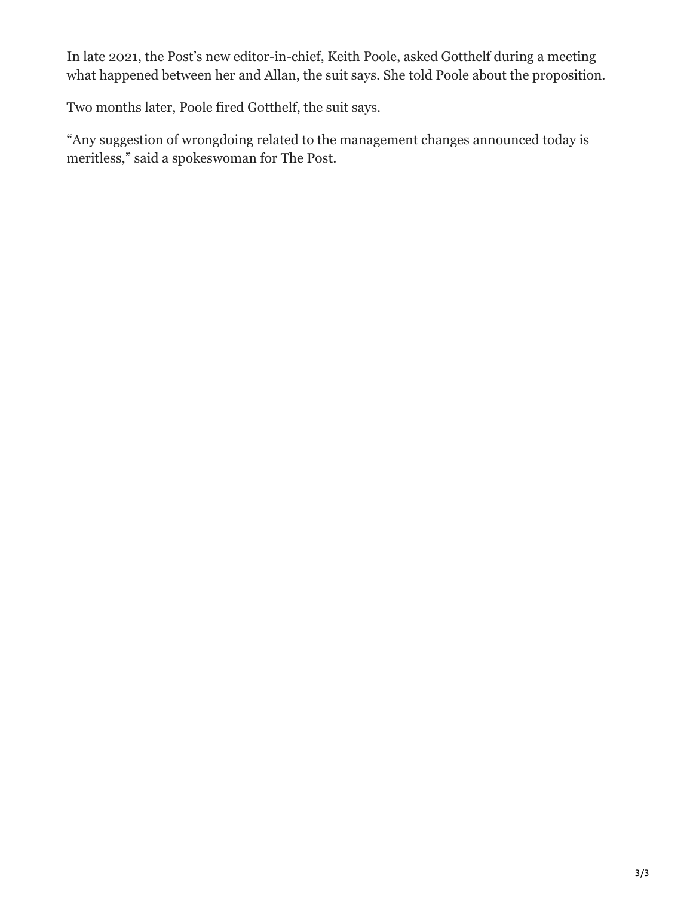In late 2021, the Post's new editor-in-chief, Keith Poole, asked Gotthelf during a meeting what happened between her and Allan, the suit says. She told Poole about the proposition.

Two months later, Poole fired Gotthelf, the suit says.

"Any suggestion of wrongdoing related to the management changes announced today is meritless," said a spokeswoman for The Post.